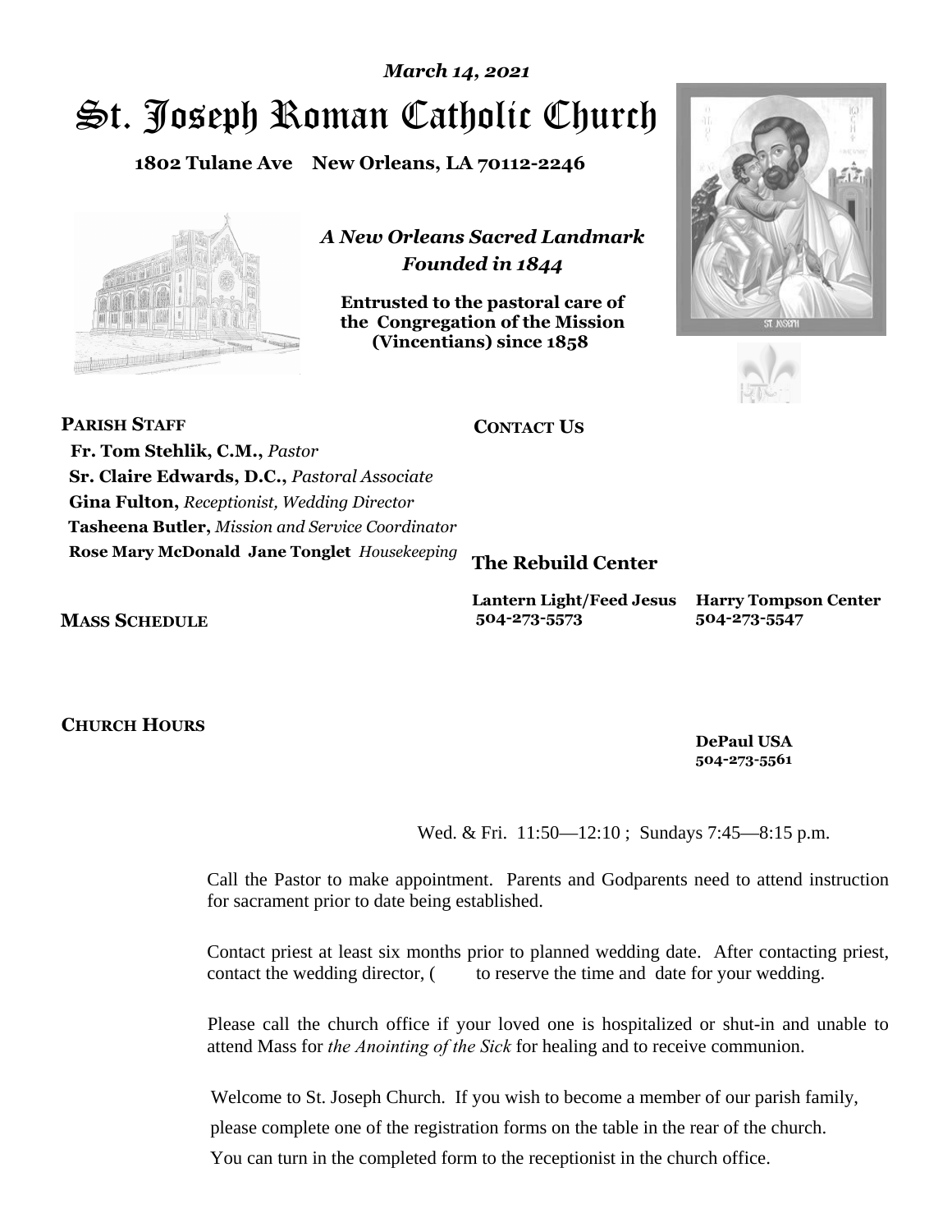*March 14, 2021*

# St. Joseph Roman Catholic Church

**1802 Tulane Ave New Orleans, LA 70112-2246**

***A New Orleans Sacred Landmark***
***Founded in 1844***

**Entrusted to the pastoral care of the Congregation of the Mission (Vincentians) since 1858**

**PARISH STAFF**

**Fr. Tom Stehlik, C.M.,** *Pastor*
**Sr. Claire Edwards, D.C.,** *Pastoral Associate*
**Gina Fulton,** *Receptionist, Wedding Director*
**Tasheena Butler,** *Mission and Service Coordinator*
**Rose Mary McDonald Jane Tonglet** *Housekeeping*

**MASS SCHEDULE**

**CHURCH HOURS**

**CONTACT US**

**The Rebuild Center**

**Lantern Light/Feed Jesus**
**504-273-5573**

**Harry Tompson Center**
**504-273-5547**

**DePaul USA**
**504-273-5561**

Wed. & Fri. 11:50—12:10 ; Sundays 7:45—8:15 p.m.

Call the Pastor to make appointment. Parents and Godparents need to attend instruction for sacrament prior to date being established.

Contact priest at least six months prior to planned wedding date. After contacting priest, contact the wedding director, ( to reserve the time and date for your wedding.

Please call the church office if your loved one is hospitalized or shut-in and unable to attend Mass for *the Anointing of the Sick* for healing and to receive communion.

Welcome to St. Joseph Church. If you wish to become a member of our parish family, please complete one of the registration forms on the table in the rear of the church. You can turn in the completed form to the receptionist in the church office.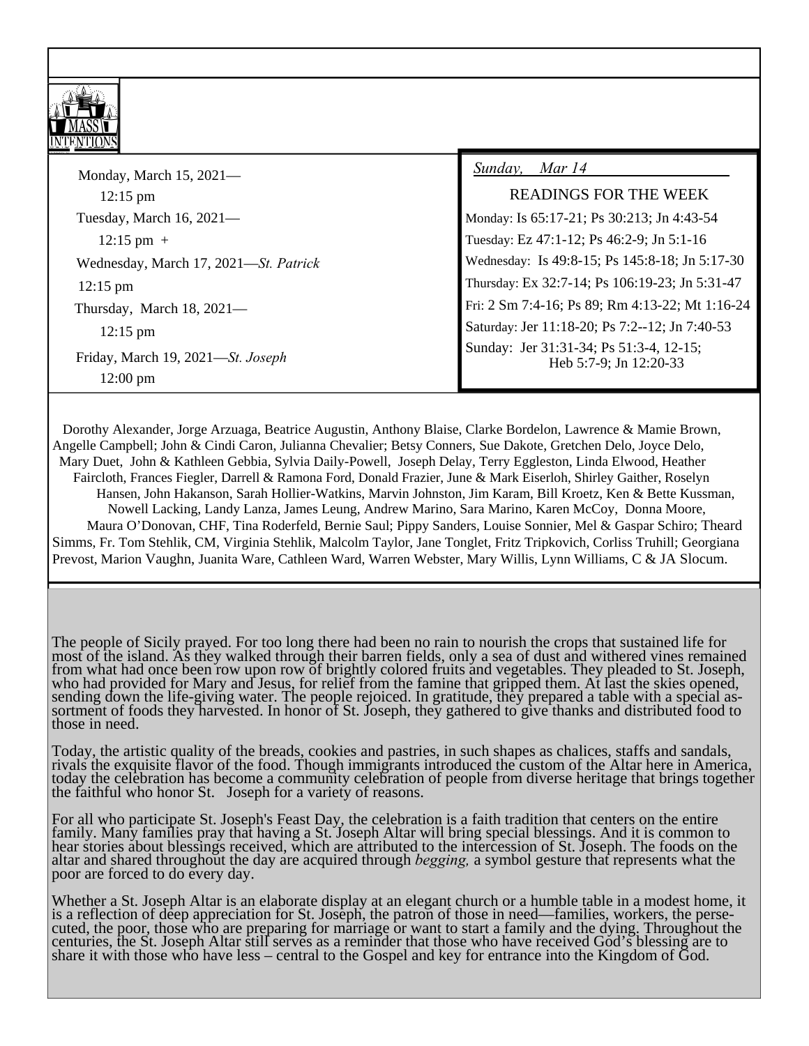MASS INTENTIONS

Monday, March 15, 2021—

12:15 pm

Tuesday, March 16, 2021—

12:15 pm +

Wednesday, March 17, 2021—*St. Patrick*

12:15 pm

Thursday, March 18, 2021—

12:15 pm

Friday, March 19, 2021—*St. Joseph*

12:00 pm

*Sunday, Mar 14*

READINGS FOR THE WEEK

Monday: Is 65:17-21; Ps 30:213; Jn 4:43-54

Tuesday: Ez 47:1-12; Ps 46:2-9; Jn 5:1-16

Wednesday: Is 49:8-15; Ps 145:8-18; Jn 5:17-30

Thursday: Ex 32:7-14; Ps 106:19-23; Jn 5:31-47

Fri: 2 Sm 7:4-16; Ps 89; Rm 4:13-22; Mt 1:16-24

Saturday: Jer 11:18-20; Ps 7:2--12; Jn 7:40-53

Sunday: Jer 31:31-34; Ps 51:3-4, 12-15; Heb 5:7-9; Jn 12:20-33

Dorothy Alexander, Jorge Arzuaga, Beatrice Augustin, Anthony Blaise, Clarke Bordelon, Lawrence & Mamie Brown, Angelle Campbell; John & Cindi Caron, Julianna Chevalier; Betsy Conners, Sue Dakote, Gretchen Delo, Joyce Delo, Mary Duet, John & Kathleen Gebbia, Sylvia Daily-Powell, Joseph Delay, Terry Eggleston, Linda Elwood, Heather Faircloth, Frances Fiegler, Darrell & Ramona Ford, Donald Frazier, June & Mark Eiserloh, Shirley Gaither, Roselyn Hansen, John Hakanson, Sarah Hollier-Watkins, Marvin Johnston, Jim Karam, Bill Kroetz, Ken & Bette Kussman, Nowell Lacking, Landy Lanza, James Leung, Andrew Marino, Sara Marino, Karen McCoy, Donna Moore, Maura O'Donovan, CHF, Tina Roderfeld, Bernie Saul; Pippy Sanders, Louise Sonnier, Mel & Gaspar Schiro; Theard Simms, Fr. Tom Stehlik, CM, Virginia Stehlik, Malcolm Taylor, Jane Tonglet, Fritz Tripkovich, Corliss Truhill; Georgiana Prevost, Marion Vaughn, Juanita Ware, Cathleen Ward, Warren Webster, Mary Willis, Lynn Williams, C & JA Slocum.

The people of Sicily prayed. For too long there had been no rain to nourish the crops that sustained life for most of the island. As they walked through their barren fields, only a sea of dust and withered vines remained from what had once been row upon row of brightly colored fruits and vegetables. They pleaded to St. Joseph, who had provided for Mary and Jesus, for relief from the famine that gripped them. At last the skies opened, sending down the life-giving water. The people rejoiced. In gratitude, they prepared a table with a special assortment of foods they harvested. In honor of St. Joseph, they gathered to give thanks and distributed food to those in need.

Today, the artistic quality of the breads, cookies and pastries, in such shapes as chalices, staffs and sandals, rivals the exquisite flavor of the food. Though immigrants introduced the custom of the Altar here in America, today the celebration has become a community celebration of people from diverse heritage that brings together the faithful who honor St. Joseph for a variety of reasons.

For all who participate St. Joseph's Feast Day, the celebration is a faith tradition that centers on the entire family. Many families pray that having a St. Joseph Altar will bring special blessings. And it is common to hear stories about blessings received, which are attributed to the intercession of St. Joseph. The foods on the altar and shared throughout the day are acquired through *begging,* a symbol gesture that represents what the poor are forced to do every day.

Whether a St. Joseph Altar is an elaborate display at an elegant church or a humble table in a modest home, it is a reflection of deep appreciation for St. Joseph, the patron of those in need—families, workers, the persecuted, the poor, those who are preparing for marriage or want to start a family and the dying. Throughout the centuries, the St. Joseph Altar still serves as a reminder that those who have received God's blessing are to share it with those who have less – central to the Gospel and key for entrance into the Kingdom of God.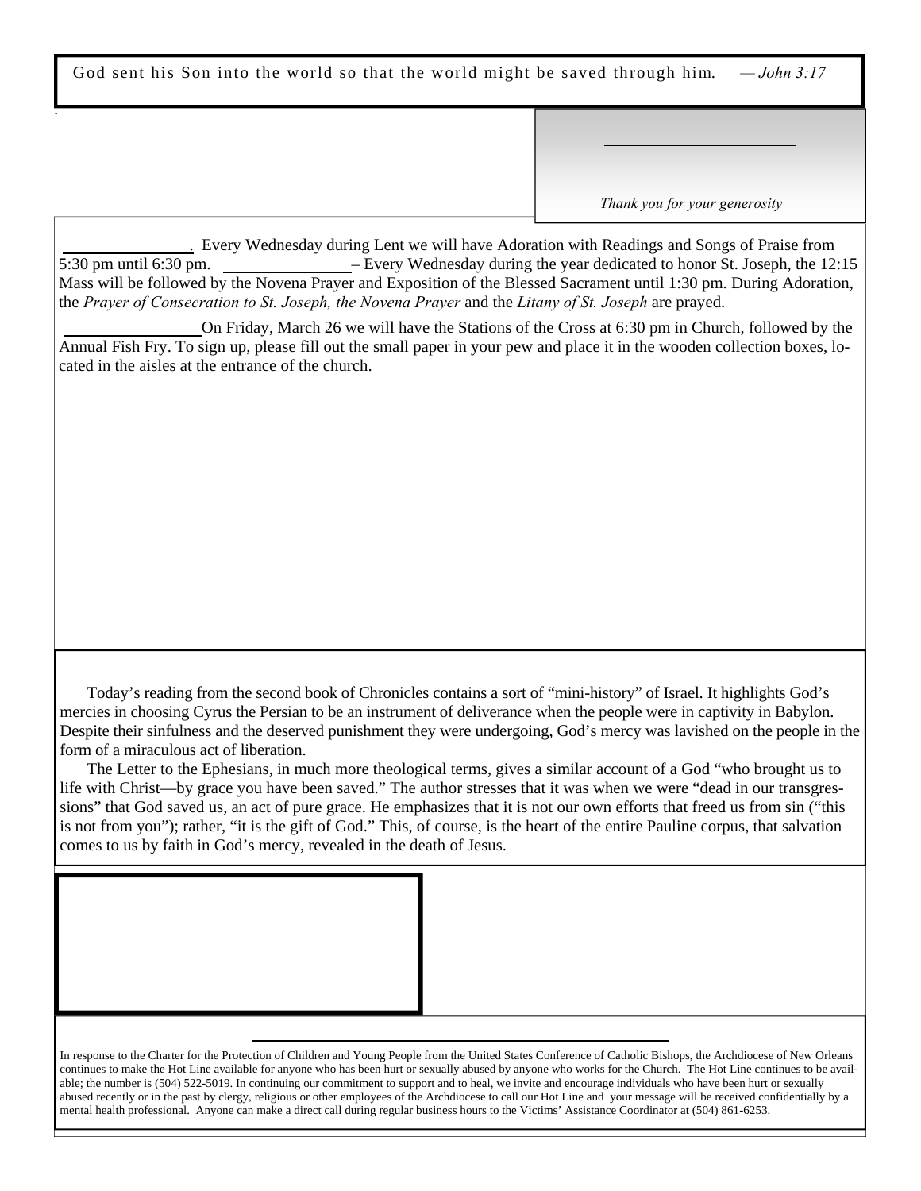God sent his Son into the world so that the world might be saved through him. — *John 3:17*

*Thank you for your generosity*

. Every Wednesday during Lent we will have Adoration with Readings and Songs of Praise from 5:30 pm until 6:30 pm. – Every Wednesday during the year dedicated to honor St. Joseph, the 12:15 Mass will be followed by the Novena Prayer and Exposition of the Blessed Sacrament until 1:30 pm. During Adoration, the *Prayer of Consecration to St. Joseph, the Novena Prayer* and the *Litany of St. Joseph* are prayed.

On Friday, March 26 we will have the Stations of the Cross at 6:30 pm in Church, followed by the Annual Fish Fry. To sign up, please fill out the small paper in your pew and place it in the wooden collection boxes, located in the aisles at the entrance of the church.

Today's reading from the second book of Chronicles contains a sort of "mini-history" of Israel. It highlights God's mercies in choosing Cyrus the Persian to be an instrument of deliverance when the people were in captivity in Babylon. Despite their sinfulness and the deserved punishment they were undergoing, God's mercy was lavished on the people in the form of a miraculous act of liberation.

The Letter to the Ephesians, in much more theological terms, gives a similar account of a God "who brought us to life with Christ—by grace you have been saved." The author stresses that it was when we were "dead in our transgressions" that God saved us, an act of pure grace. He emphasizes that it is not our own efforts that freed us from sin ("this is not from you"); rather, "it is the gift of God." This, of course, is the heart of the entire Pauline corpus, that salvation comes to us by faith in God's mercy, revealed in the death of Jesus.

In response to the Charter for the Protection of Children and Young People from the United States Conference of Catholic Bishops, the Archdiocese of New Orleans continues to make the Hot Line available for anyone who has been hurt or sexually abused by anyone who works for the Church. The Hot Line continues to be available; the number is (504) 522-5019. In continuing our commitment to support and to heal, we invite and encourage individuals who have been hurt or sexually abused recently or in the past by clergy, religious or other employees of the Archdiocese to call our Hot Line and your message will be received confidentially by a mental health professional. Anyone can make a direct call during regular business hours to the Victims' Assistance Coordinator at (504) 861-6253.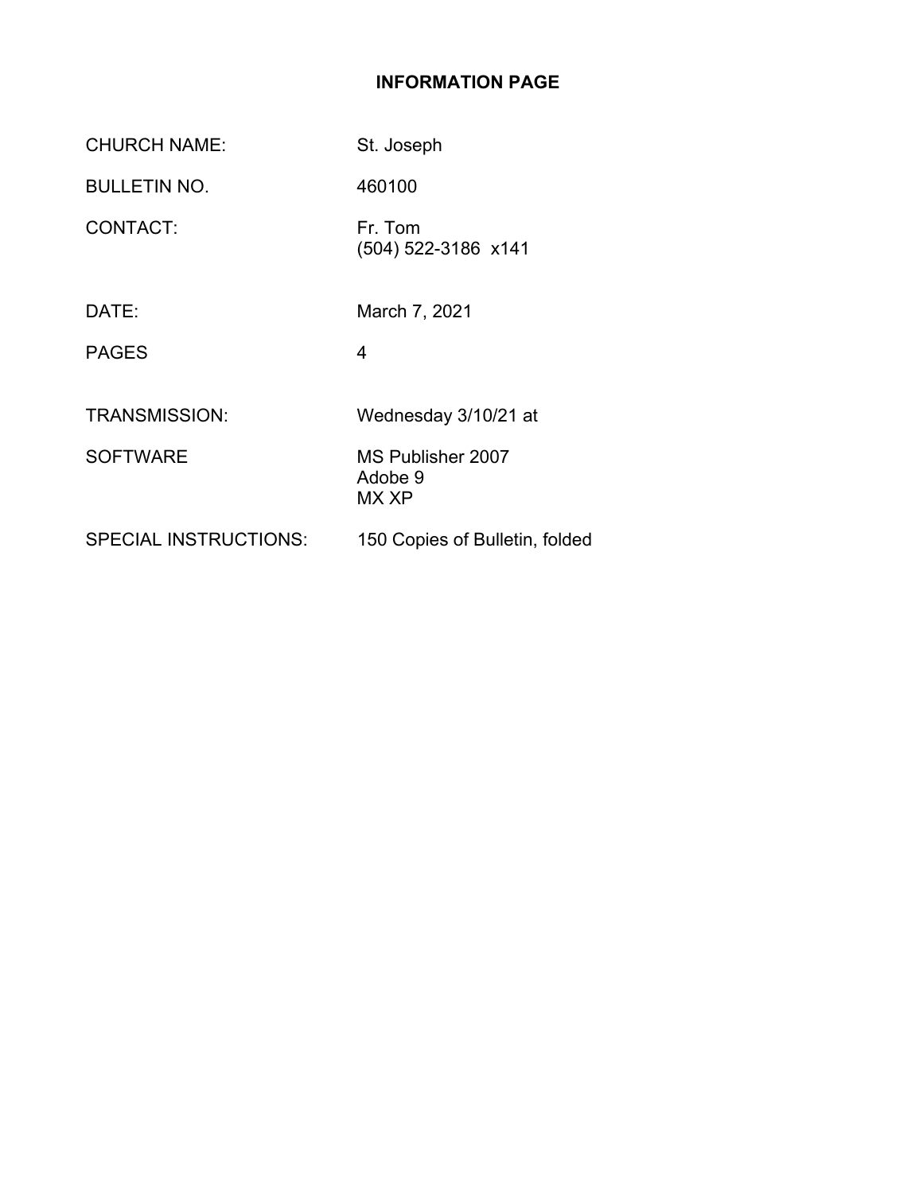# INFORMATION PAGE

| | |
|---|---|
| CHURCH NAME: | St. Joseph |
| BULLETIN NO. | 460100 |
| CONTACT: | Fr. Tom<br>(504) 522-3186 x141 |
| DATE: | March 7, 2021 |
| PAGES | 4 |
| TRANSMISSION: | Wednesday 3/10/21 at |
| SOFTWARE | MS Publisher 2007<br>Adobe 9<br>MX XP |
| SPECIAL INSTRUCTIONS: | 150 Copies of Bulletin, folded |